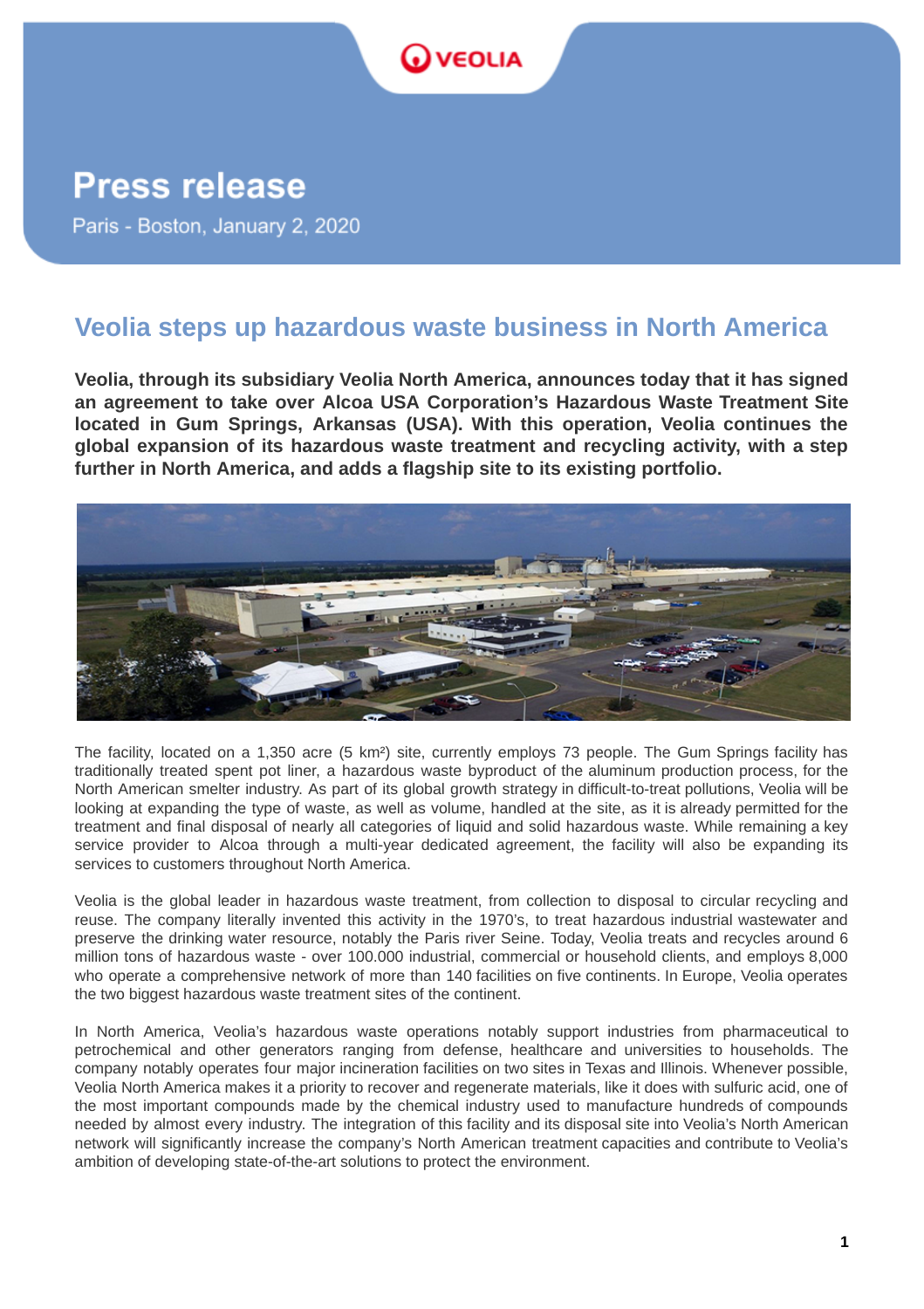# Press release

Paris - Boston, January 2, 2020

## Veolia steps up hazardous waste business in North America

**Veolia, through its subsidiary Veolia North America, announces today that it has signed an agreement to take over Alcoa USA Corporation's Hazardous Waste Treatment Site located in Gum Springs, Arkansas (USA). With this operation, Veolia continues the global expansion of its hazardous waste treatment and recycling activity, with a step further in North America, and adds a flagship site to its existing portfolio.**

The facility, located on a 1,350 acre (5 km²) site, currently employs 73 people. The Gum Springs facility has traditionally treated spent pot liner, a hazardous waste byproduct of the aluminum production process, for the North American smelter industry. As part of its global growth strategy in difficult-to-treat pollutions, Veolia will be looking at expanding the type of waste, as well as volume, handled at the site, as it is already permitted for the treatment and final disposal of nearly all categories of liquid and solid hazardous waste. While remaining a key service provider to Alcoa through a multi-year dedicated agreement, the facility will also be expanding its services to customers throughout North America.

Veolia is the global leader in hazardous waste treatment, from collection to disposal to circular recycling and reuse. The company literally invented this activity in the 1970's, to treat hazardous industrial wastewater and preserve the drinking water resource, notably the Paris river Seine. Today, Veolia treats and recycles around 6 million tons of hazardous waste - over 100.000 industrial, commercial or household clients, and employs 8,000 who operate a comprehensive network of more than 140 facilities on five continents. In Europe, Veolia operates the two biggest hazardous waste treatment sites of the continent.

In North America, Veolia's hazardous waste operations notably support industries from pharmaceutical to petrochemical and other generators ranging from defense, healthcare and universities to households. The company notably operates four major incineration facilities on two sites in Texas and Illinois. Whenever possible, Veolia North America makes it a priority to recover and regenerate materials, like it does with sulfuric acid, one of the most important compounds made by the chemical industry used to manufacture hundreds of compounds needed by almost every industry. The integration of this facility and its disposal site into Veolia's North American network will significantly increase the company's North American treatment capacities and contribute to Veolia's ambition of developing state-of-the-art solutions to protect the environment.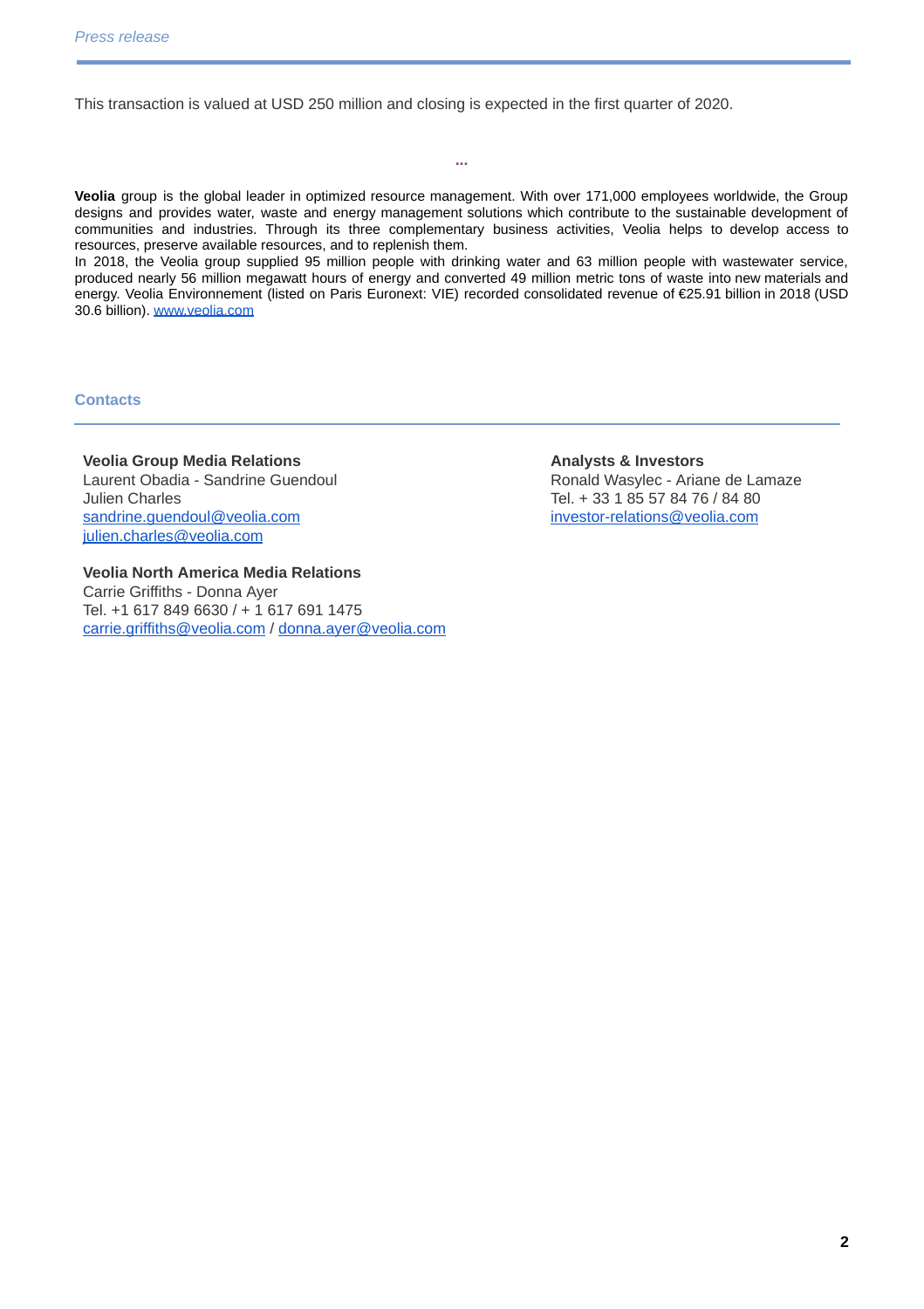This transaction is valued at USD 250 million and closing is expected in the first quarter of 2020.

...

**Veolia** group is the global leader in optimized resource management. With over 171,000 employees worldwide, the Group designs and provides water, waste and energy management solutions which contribute to the sustainable development of communities and industries. Through its three complementary business activities, Veolia helps to develop access to resources, preserve available resources, and to replenish them.
In 2018, the Veolia group supplied 95 million people with drinking water and 63 million people with wastewater service, produced nearly 56 million megawatt hours of energy and converted 49 million metric tons of waste into new materials and energy. Veolia Environnement (listed on Paris Euronext: VIE) recorded consolidated revenue of €25.91 billion in 2018 (USD 30.6 billion). www.veolia.com

## Contacts

**Veolia Group Media Relations**
Laurent Obadia - Sandrine Guendoul
Julien Charles
sandrine.guendoul@veolia.com
julien.charles@veolia.com

**Veolia North America Media Relations**
Carrie Griffiths - Donna Ayer
Tel. +1 617 849 6630 / + 1 617 691 1475
carrie.griffiths@veolia.com / donna.ayer@veolia.com

**Analysts & Investors**
Ronald Wasylec - Ariane de Lamaze
Tel. + 33 1 85 57 84 76 / 84 80
investor-relations@veolia.com